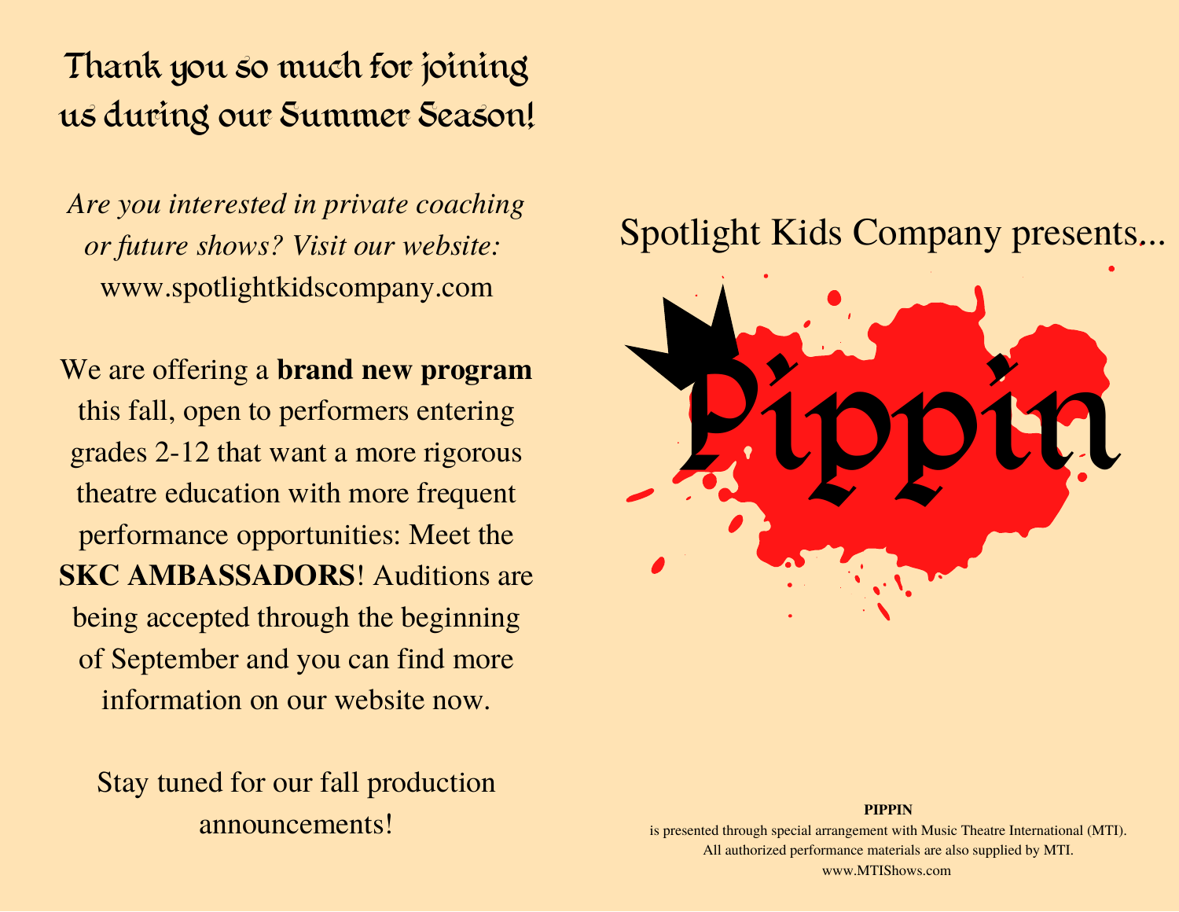# Thank you so much for joining us during our Summer Season!

*Are you interested in private coaching or future shows? Visit our website:*
www.spotlightkidscompany.com

We are offering a **brand new program** this fall, open to performers entering grades 2-12 that want a more rigorous theatre education with more frequent performance opportunities: Meet the **SKC AMBASSADORS**! Auditions are being accepted through the beginning of September and you can find more information on our website now.

Stay tuned for our fall production announcements!

Spotlight Kids Company presents...

# Pippin

**PIPPIN**
is presented through special arrangement with Music Theatre International (MTI).
All authorized performance materials are also supplied by MTI.
www.MTIShows.com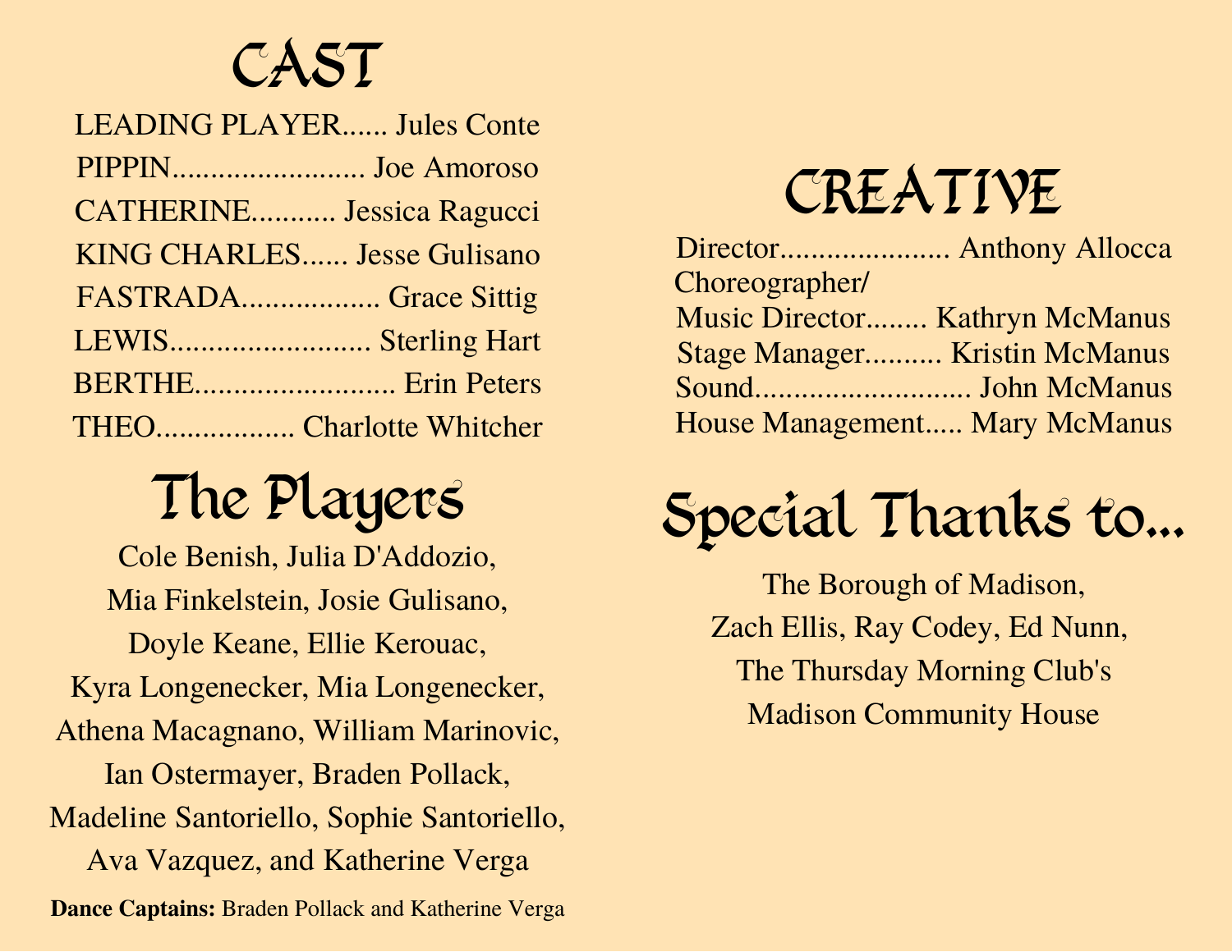# CAST

LEADING PLAYER...... Jules Conte
PIPPIN......................... Joe Amoroso
CATHERINE........... Jessica Ragucci
KING CHARLES...... Jesse Gulisano
FASTRADA.................. Grace Sittig
LEWIS.......................... Sterling Hart
BERTHE.......................... Erin Peters
THEO.................. Charlotte Whitcher

# The Players

Cole Benish, Julia D'Addozio,
Mia Finkelstein, Josie Gulisano,
Doyle Keane, Ellie Kerouac,
Kyra Longenecker, Mia Longenecker,
Athena Macagnano, William Marinovic,
Ian Ostermayer, Braden Pollack,
Madeline Santoriello, Sophie Santoriello,
Ava Vazquez, and Katherine Verga

**Dance Captains:** Braden Pollack and Katherine Verga

# CREATIVE

Director...................... Anthony Allocca
Choreographer/
Music Director........ Kathryn McManus
Stage Manager.......... Kristin McManus
Sound............................ John McManus
House Management..... Mary McManus

# Special Thanks to...

The Borough of Madison,
Zach Ellis, Ray Codey, Ed Nunn,
The Thursday Morning Club's
Madison Community House